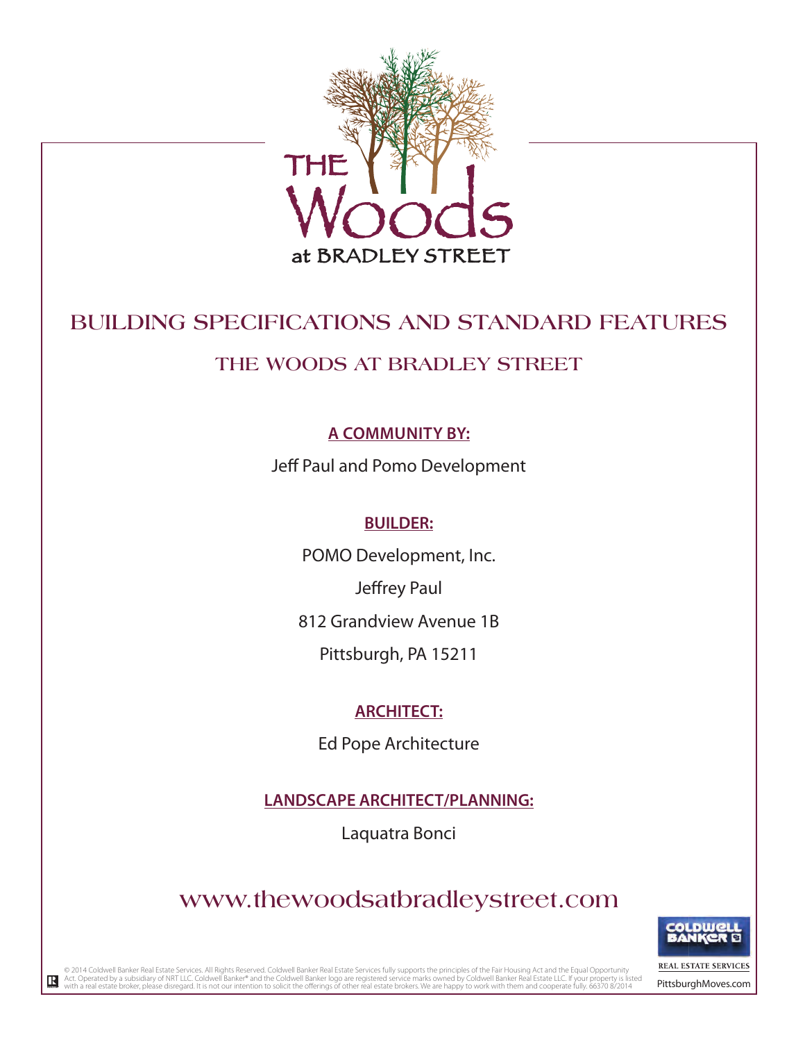THE Woods at BRADLEY STREET

# BUILDING SPECIFICATIONS AND STANDARD FEATURES

## THE WOODS AT BRADLEY STREET

**A COMMUNITY BY:**

Jeff Paul and Pomo Development

**BUILDER:**

POMO Development, Inc.

Jeffrey Paul

812 Grandview Avenue 1B

Pittsburgh, PA 15211

**ARCHITECT:**

Ed Pope Architecture

**LANDSCAPE ARCHITECT/PLANNING:**

Laquatra Bonci

www.thewoodsatbradleystreet.com

© 2014 Coldwell Banker Real Estate Services. All Rights Reserved. Coldwell Banker Real Estate Services fully supports the principles of the Fair Housing Act and the Equal Opportunity Act. Operated by a subsidiary of NRT LLC. Coldwell Banker® and the Coldwell Banker logo are registered service marks owned by Coldwell Banker Real Estate LLC. If your property is listed with a real estate broker, please disregard. It is not our intention to solicit the offerings of other real estate brokers. We are happy to work with them and cooperate fully. 66370 8/2014

COLDWELL BANKER REAL ESTATE SERVICES

PittsburghMoves.com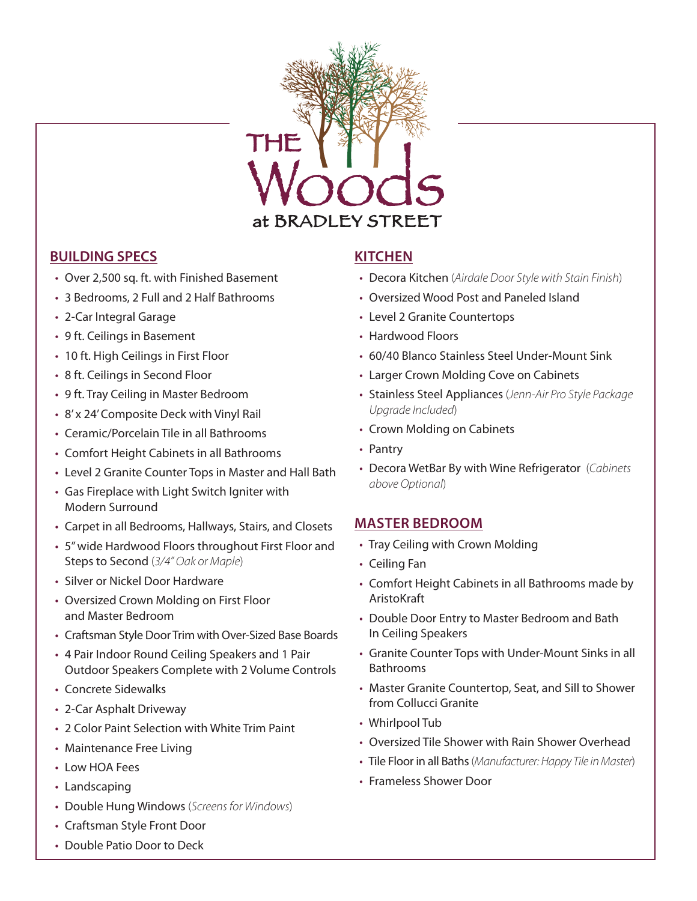# THE Woods at BRADLEY STREET

## BUILDING SPECS

- Over 2,500 sq. ft. with Finished Basement
- 3 Bedrooms, 2 Full and 2 Half Bathrooms
- 2-Car Integral Garage
- 9 ft. Ceilings in Basement
- 10 ft. High Ceilings in First Floor
- 8 ft. Ceilings in Second Floor
- 9 ft. Tray Ceiling in Master Bedroom
- 8′ x 24′ Composite Deck with Vinyl Rail
- Ceramic/Porcelain Tile in all Bathrooms
- Comfort Height Cabinets in all Bathrooms
- Level 2 Granite Counter Tops in Master and Hall Bath
- Gas Fireplace with Light Switch Igniter with Modern Surround
- Carpet in all Bedrooms, Hallways, Stairs, and Closets
- 5″ wide Hardwood Floors throughout First Floor and Steps to Second (*3/4″ Oak or Maple*)
- Silver or Nickel Door Hardware
- Oversized Crown Molding on First Floor and Master Bedroom
- Craftsman Style Door Trim with Over-Sized Base Boards
- 4 Pair Indoor Round Ceiling Speakers and 1 Pair Outdoor Speakers Complete with 2 Volume Controls
- Concrete Sidewalks
- 2-Car Asphalt Driveway
- 2 Color Paint Selection with White Trim Paint
- Maintenance Free Living
- Low HOA Fees
- Landscaping
- Double Hung Windows (*Screens for Windows*)
- Craftsman Style Front Door
- Double Patio Door to Deck

## KITCHEN

- Decora Kitchen (*Airdale Door Style with Stain Finish*)
- Oversized Wood Post and Paneled Island
- Level 2 Granite Countertops
- Hardwood Floors
- 60/40 Blanco Stainless Steel Under-Mount Sink
- Larger Crown Molding Cove on Cabinets
- Stainless Steel Appliances (*Jenn-Air Pro Style Package Upgrade Included*)
- Crown Molding on Cabinets
- Pantry
- Decora WetBar By with Wine Refrigerator (*Cabinets above Optional*)

## MASTER BEDROOM

- Tray Ceiling with Crown Molding
- Ceiling Fan
- Comfort Height Cabinets in all Bathrooms made by AristoKraft
- Double Door Entry to Master Bedroom and Bath In Ceiling Speakers
- Granite Counter Tops with Under-Mount Sinks in all Bathrooms
- Master Granite Countertop, Seat, and Sill to Shower from Collucci Granite
- Whirlpool Tub
- Oversized Tile Shower with Rain Shower Overhead
- Tile Floor in all Baths (*Manufacturer: Happy Tile in Master*)
- Frameless Shower Door